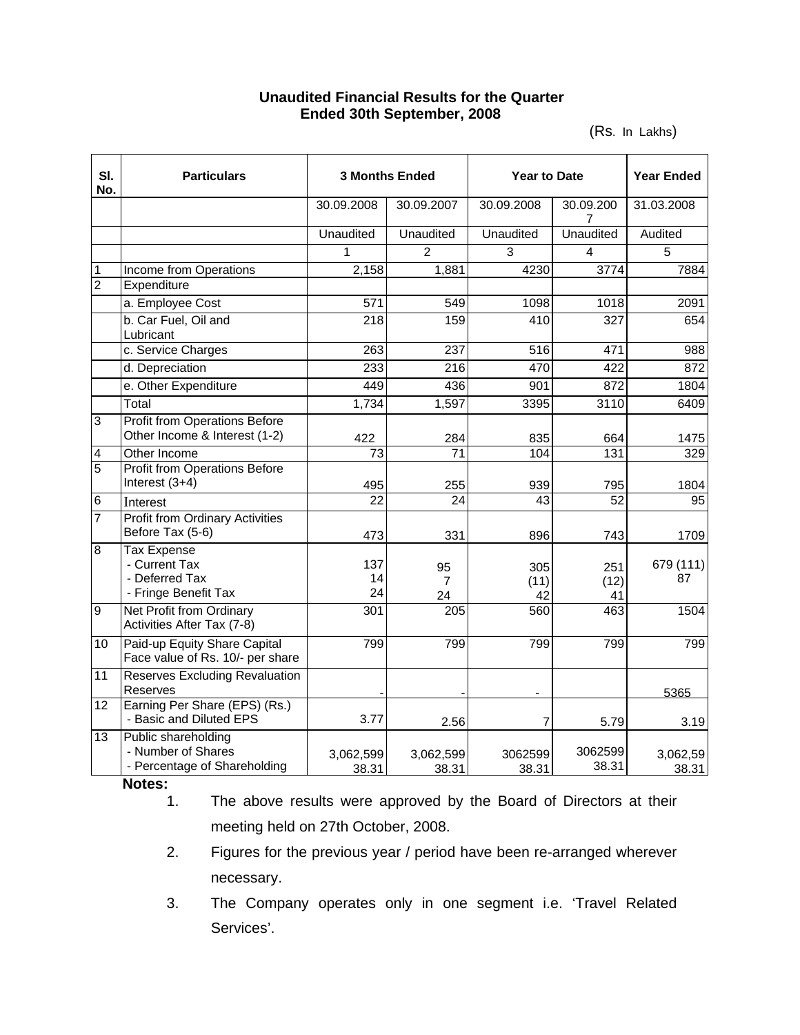# Unaudited Financial Results for the Quarter Ended 30th September, 2008

(Rs. In Lakhs)

| Sl. No. | Particulars | 3 Months Ended | | Year to Date | | Year Ended |
|---|---|---|---|---|---|---|
| | | 30.09.2008 | 30.09.2007 | 30.09.2008 | 30.09.2007 | 31.03.2008 |
| | | Unaudited | Unaudited | Unaudited | Unaudited | Audited |
| | | 1 | 2 | 3 | 4 | 5 |
| 1 | Income from Operations | 2,158 | 1,881 | 4230 | 3774 | 7884 |
| 2 | Expenditure | | | | | |
| | a. Employee Cost | 571 | 549 | 1098 | 1018 | 2091 |
| | b. Car Fuel, Oil and Lubricant | 218 | 159 | 410 | 327 | 654 |
| | c. Service Charges | 263 | 237 | 516 | 471 | 988 |
| | d. Depreciation | 233 | 216 | 470 | 422 | 872 |
| | e. Other Expenditure | 449 | 436 | 901 | 872 | 1804 |
| | Total | 1,734 | 1,597 | 3395 | 3110 | 6409 |
| 3 | Profit from Operations Before Other Income & Interest (1-2) | 422 | 284 | 835 | 664 | 1475 |
| 4 | Other Income | 73 | 71 | 104 | 131 | 329 |
| 5 | Profit from Operations Before Interest (3+4) | 495 | 255 | 939 | 795 | 1804 |
| 6 | Interest | 22 | 24 | 43 | 52 | 95 |
| 7 | Profit from Ordinary Activities Before Tax (5-6) | 473 | 331 | 896 | 743 | 1709 |
| 8 | Tax Expense<br>- Current Tax<br>- Deferred Tax<br>- Fringe Benefit Tax | 137<br>14<br>24 | 95<br>7<br>24 | 305<br>(11)<br>42 | 251<br>(12)<br>41 | 679 (111)<br>87 |
| 9 | Net Profit from Ordinary Activities After Tax (7-8) | 301 | 205 | 560 | 463 | 1504 |
| 10 | Paid-up Equity Share Capital Face value of Rs. 10/- per share | 799 | 799 | 799 | 799 | 799 |
| 11 | Reserves Excluding Revaluation Reserves | - | - | - | | 5365 |
| 12 | Earning Per Share (EPS) (Rs.)<br>- Basic and Diluted EPS | 3.77 | 2.56 | 7 | 5.79 | 3.19 |
| 13 | Public shareholding<br>- Number of Shares<br>- Percentage of Shareholding | 3,062,599<br>38.31 | 3,062,599<br>38.31 | 3062599<br>38.31 | 3062599<br>38.31 | 3,062,59<br>38.31 |

**Notes:**

1. The above results were approved by the Board of Directors at their meeting held on 27th October, 2008.
2. Figures for the previous year / period have been re-arranged wherever necessary.
3. The Company operates only in one segment i.e. 'Travel Related Services'.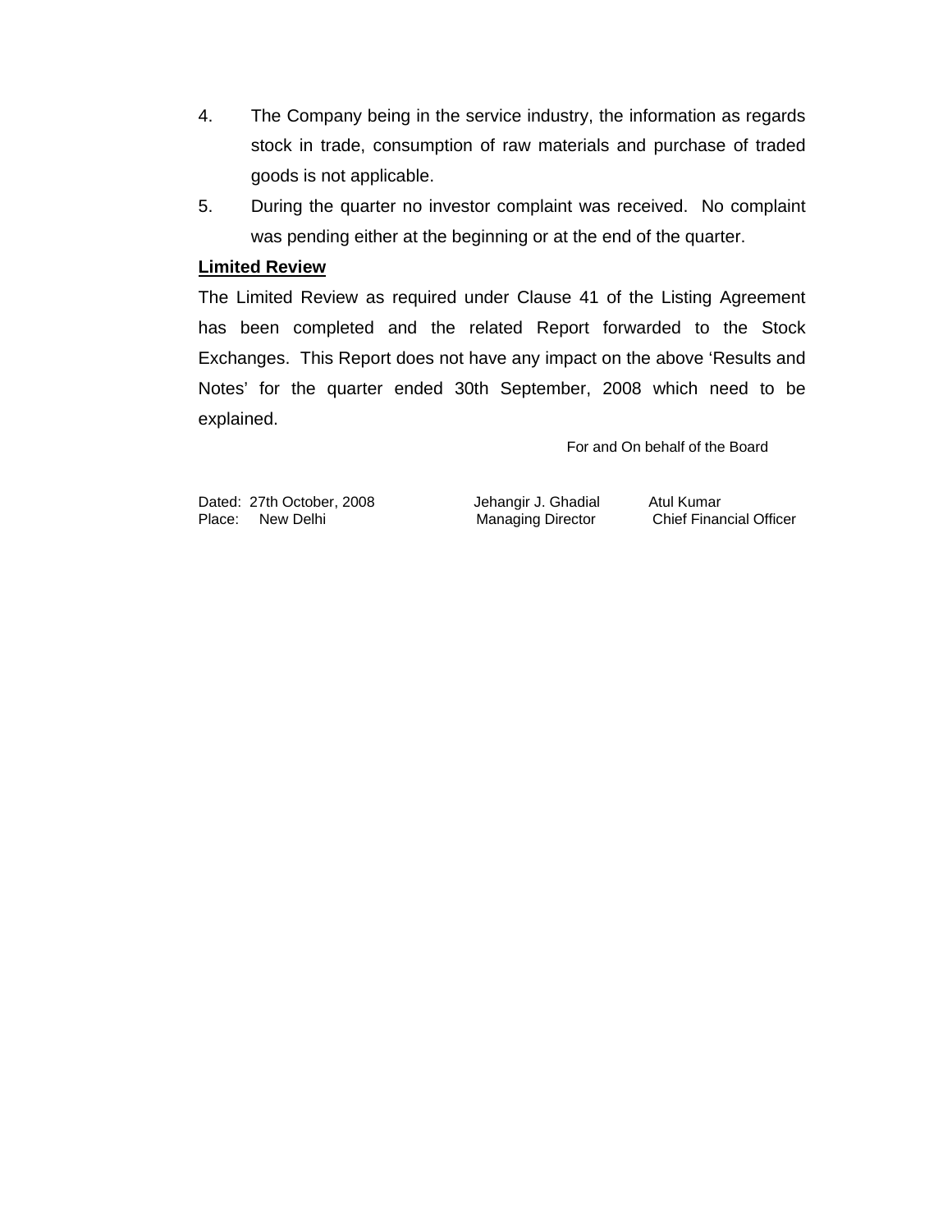4. The Company being in the service industry, the information as regards stock in trade, consumption of raw materials and purchase of traded goods is not applicable.

5. During the quarter no investor complaint was received. No complaint was pending either at the beginning or at the end of the quarter.

**Limited Review**

The Limited Review as required under Clause 41 of the Listing Agreement has been completed and the related Report forwarded to the Stock Exchanges. This Report does not have any impact on the above 'Results and Notes' for the quarter ended 30th September, 2008 which need to be explained.

For and On behalf of the Board

Dated: 27th October, 2008
Place: New Delhi

Jehangir J. Ghadial
Managing Director

Atul Kumar
Chief Financial Officer